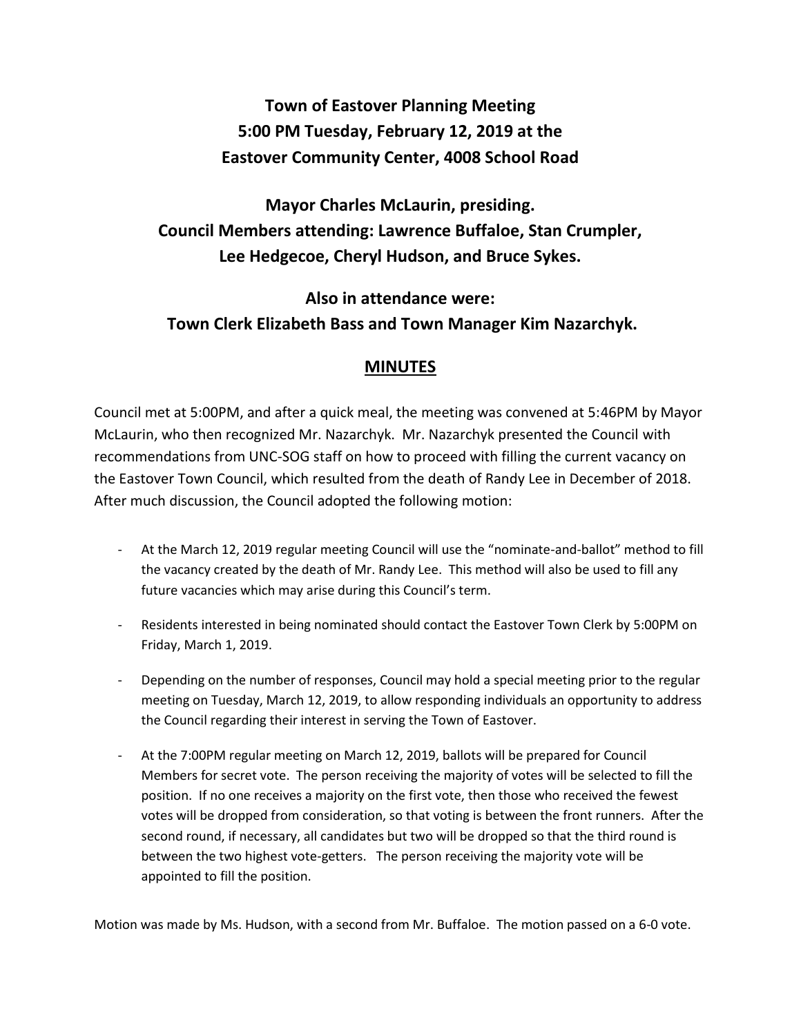**Town of Eastover Planning Meeting**
**5:00 PM Tuesday, February 12, 2019 at the**
**Eastover Community Center, 4008 School Road**

**Mayor Charles McLaurin, presiding.**
**Council Members attending: Lawrence Buffaloe, Stan Crumpler, Lee Hedgecoe, Cheryl Hudson, and Bruce Sykes.**

**Also in attendance were:**
**Town Clerk Elizabeth Bass and Town Manager Kim Nazarchyk.**

## MINUTES

Council met at 5:00PM, and after a quick meal, the meeting was convened at 5:46PM by Mayor McLaurin, who then recognized Mr. Nazarchyk. Mr. Nazarchyk presented the Council with recommendations from UNC-SOG staff on how to proceed with filling the current vacancy on the Eastover Town Council, which resulted from the death of Randy Lee in December of 2018. After much discussion, the Council adopted the following motion:

- At the March 12, 2019 regular meeting Council will use the "nominate-and-ballot" method to fill the vacancy created by the death of Mr. Randy Lee. This method will also be used to fill any future vacancies which may arise during this Council's term.
- Residents interested in being nominated should contact the Eastover Town Clerk by 5:00PM on Friday, March 1, 2019.
- Depending on the number of responses, Council may hold a special meeting prior to the regular meeting on Tuesday, March 12, 2019, to allow responding individuals an opportunity to address the Council regarding their interest in serving the Town of Eastover.
- At the 7:00PM regular meeting on March 12, 2019, ballots will be prepared for Council Members for secret vote. The person receiving the majority of votes will be selected to fill the position. If no one receives a majority on the first vote, then those who received the fewest votes will be dropped from consideration, so that voting is between the front runners. After the second round, if necessary, all candidates but two will be dropped so that the third round is between the two highest vote-getters. The person receiving the majority vote will be appointed to fill the position.

Motion was made by Ms. Hudson, with a second from Mr. Buffaloe. The motion passed on a 6-0 vote.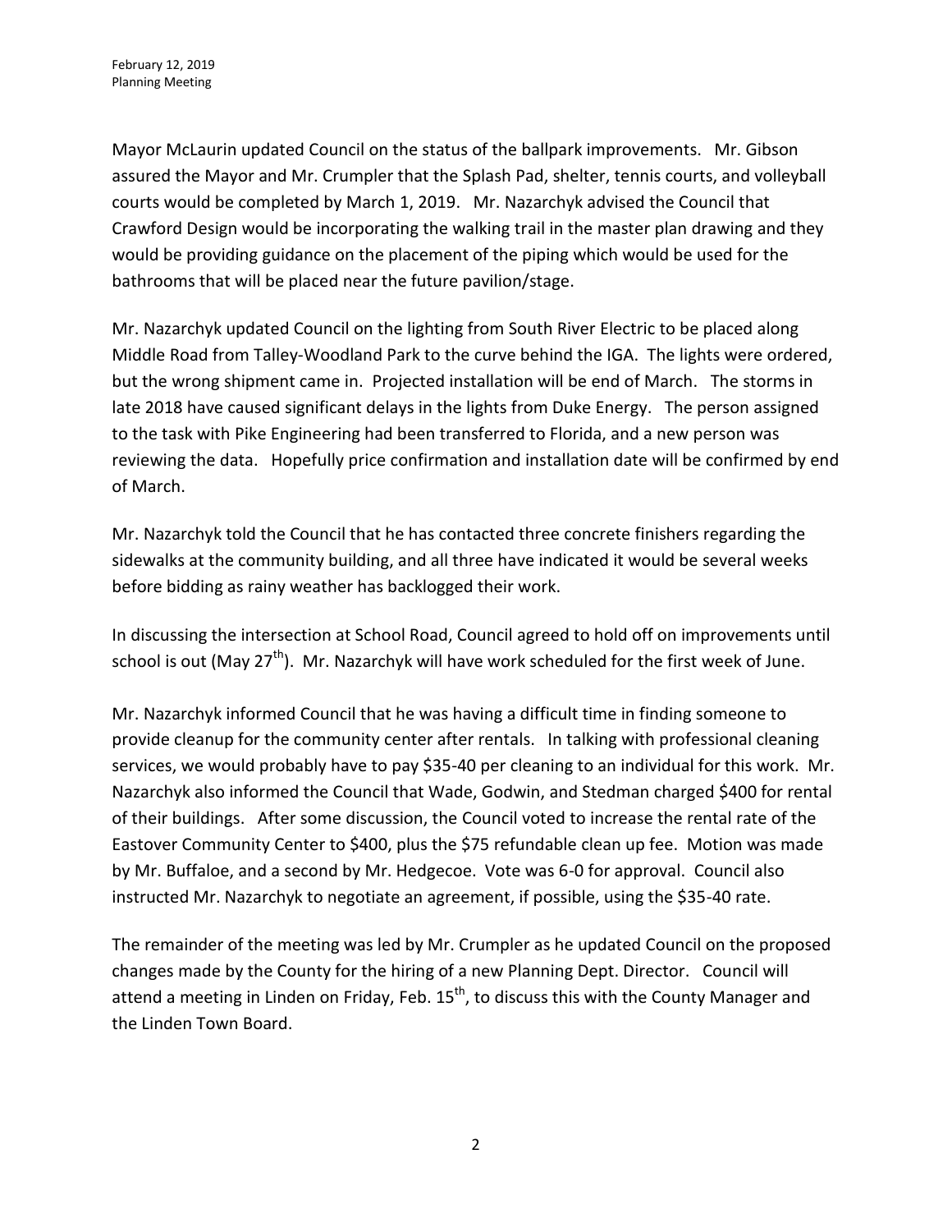Mayor McLaurin updated Council on the status of the ballpark improvements. Mr. Gibson assured the Mayor and Mr. Crumpler that the Splash Pad, shelter, tennis courts, and volleyball courts would be completed by March 1, 2019. Mr. Nazarchyk advised the Council that Crawford Design would be incorporating the walking trail in the master plan drawing and they would be providing guidance on the placement of the piping which would be used for the bathrooms that will be placed near the future pavilion/stage.

Mr. Nazarchyk updated Council on the lighting from South River Electric to be placed along Middle Road from Talley-Woodland Park to the curve behind the IGA. The lights were ordered, but the wrong shipment came in. Projected installation will be end of March. The storms in late 2018 have caused significant delays in the lights from Duke Energy. The person assigned to the task with Pike Engineering had been transferred to Florida, and a new person was reviewing the data. Hopefully price confirmation and installation date will be confirmed by end of March.

Mr. Nazarchyk told the Council that he has contacted three concrete finishers regarding the sidewalks at the community building, and all three have indicated it would be several weeks before bidding as rainy weather has backlogged their work.

In discussing the intersection at School Road, Council agreed to hold off on improvements until school is out (May 27th). Mr. Nazarchyk will have work scheduled for the first week of June.

Mr. Nazarchyk informed Council that he was having a difficult time in finding someone to provide cleanup for the community center after rentals. In talking with professional cleaning services, we would probably have to pay $35-40 per cleaning to an individual for this work. Mr. Nazarchyk also informed the Council that Wade, Godwin, and Stedman charged $400 for rental of their buildings. After some discussion, the Council voted to increase the rental rate of the Eastover Community Center to $400, plus the $75 refundable clean up fee. Motion was made by Mr. Buffaloe, and a second by Mr. Hedgecoe. Vote was 6-0 for approval. Council also instructed Mr. Nazarchyk to negotiate an agreement, if possible, using the $35-40 rate.

The remainder of the meeting was led by Mr. Crumpler as he updated Council on the proposed changes made by the County for the hiring of a new Planning Dept. Director. Council will attend a meeting in Linden on Friday, Feb. 15th, to discuss this with the County Manager and the Linden Town Board.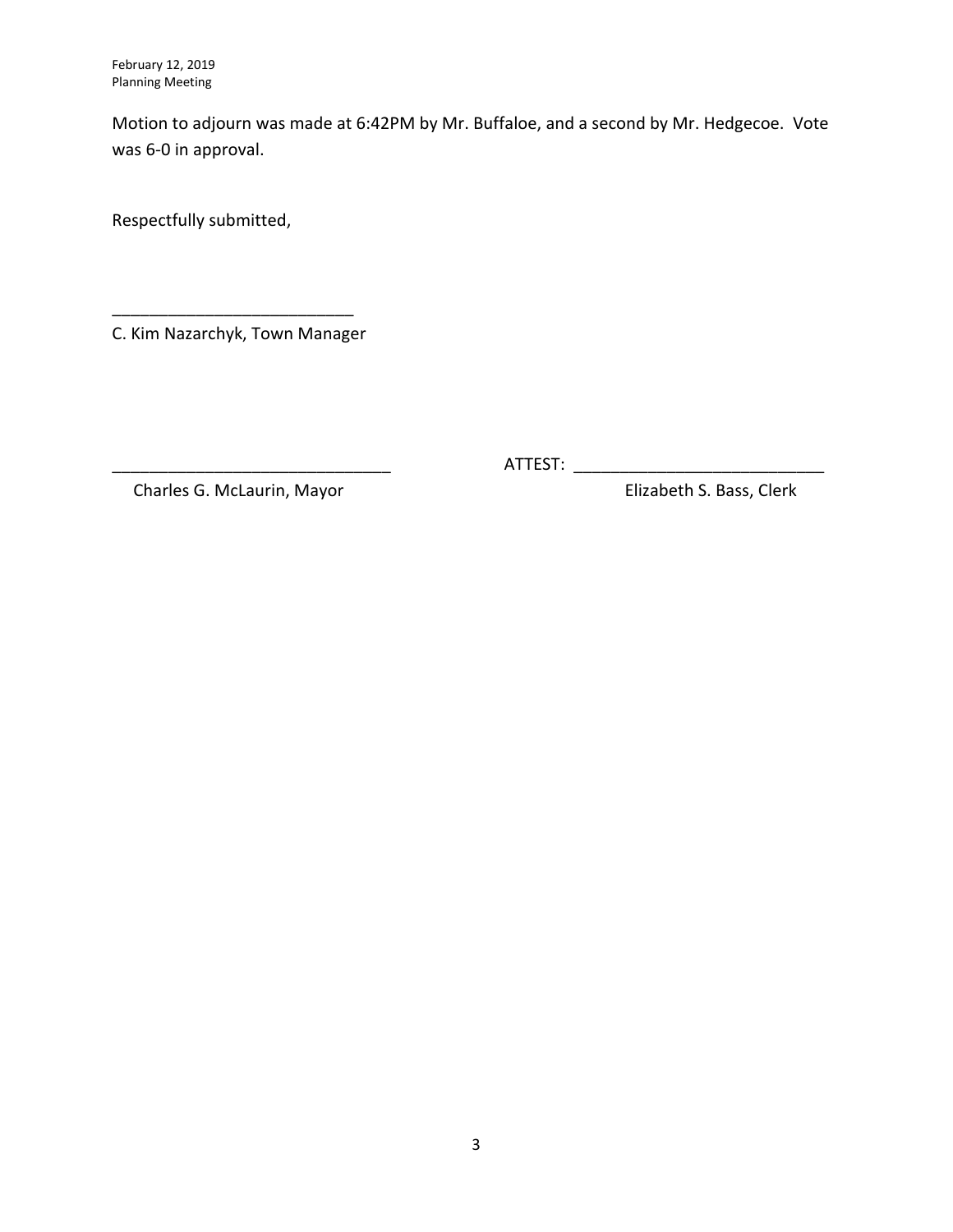Motion to adjourn was made at 6:42PM by Mr. Buffaloe, and a second by Mr. Hedgecoe. Vote was 6-0 in approval.

Respectfully submitted,

__________________________

C. Kim Nazarchyk, Town Manager

______________________________ ATTEST: ___________________________

Charles G. McLaurin, Mayor Elizabeth S. Bass, Clerk